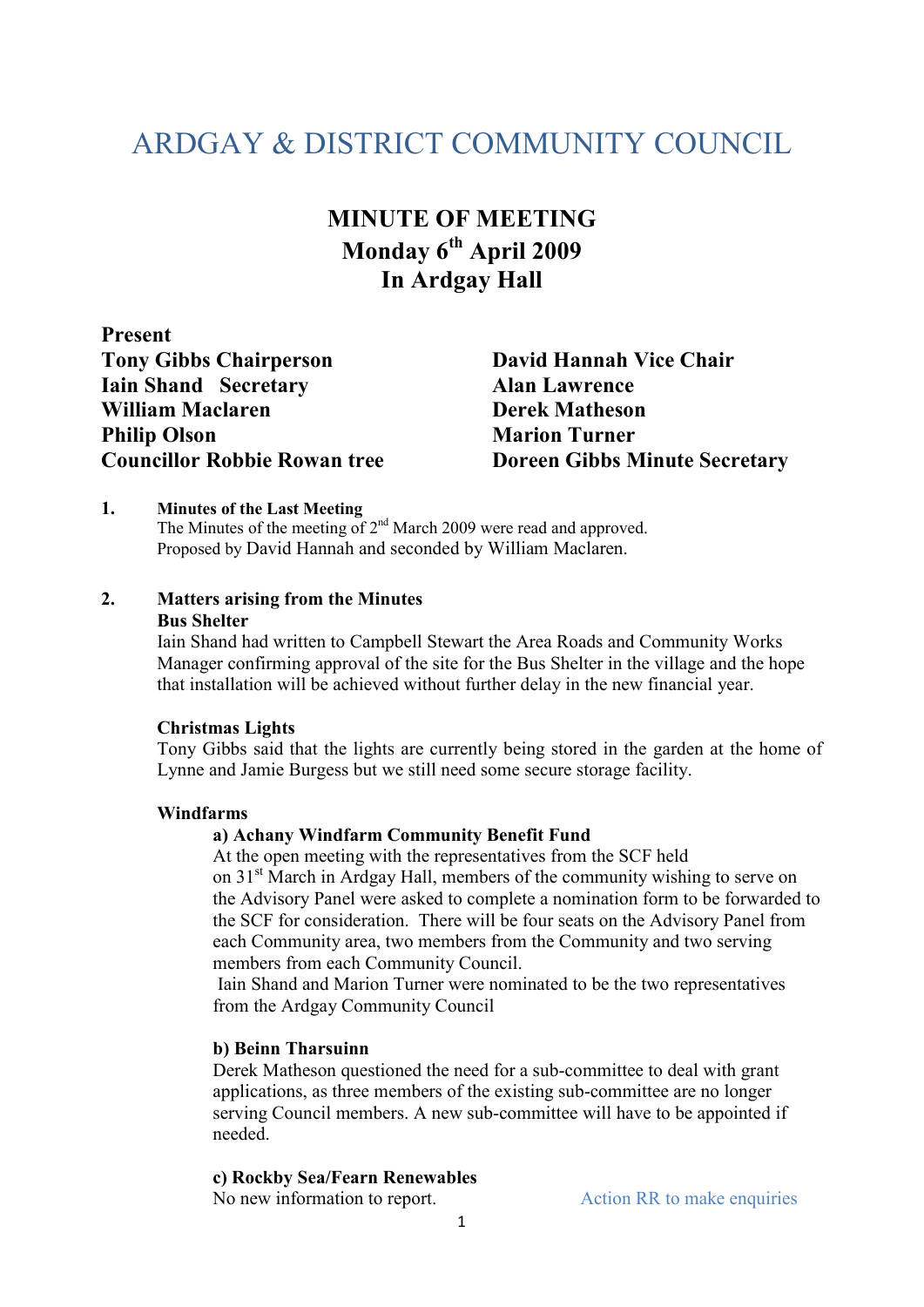# ARDGAY & DISTRICT COMMUNITY COUNCIL

## MINUTE OF MEETING
## Monday 6th April 2009
## In Ardgay Hall

**Present**

**Tony Gibbs Chairperson**
**David Hannah Vice Chair**
**Iain Shand Secretary**
**Alan Lawrence**
**William Maclaren**
**Derek Matheson**
**Philip Olson**
**Marion Turner**
**Councillor Robbie Rowan tree**
**Doreen Gibbs Minute Secretary**

**1. Minutes of the Last Meeting**

The Minutes of the meeting of 2nd March 2009 were read and approved.
Proposed by David Hannah and seconded by William Maclaren.

**2. Matters arising from the Minutes**

**Bus Shelter**

Iain Shand had written to Campbell Stewart the Area Roads and Community Works Manager confirming approval of the site for the Bus Shelter in the village and the hope that installation will be achieved without further delay in the new financial year.

**Christmas Lights**

Tony Gibbs said that the lights are currently being stored in the garden at the home of Lynne and Jamie Burgess but we still need some secure storage facility.

**Windfarms**

**a) Achany Windfarm Community Benefit Fund**

At the open meeting with the representatives from the SCF held on 31st March in Ardgay Hall, members of the community wishing to serve on the Advisory Panel were asked to complete a nomination form to be forwarded to the SCF for consideration. There will be four seats on the Advisory Panel from each Community area, two members from the Community and two serving members from each Community Council.

Iain Shand and Marion Turner were nominated to be the two representatives from the Ardgay Community Council

**b) Beinn Tharsuinn**

Derek Matheson questioned the need for a sub-committee to deal with grant applications, as three members of the existing sub-committee are no longer serving Council members. A new sub-committee will have to be appointed if needed.

**c) Rockby Sea/Fearn Renewables**

No new information to report.

Action RR to make enquiries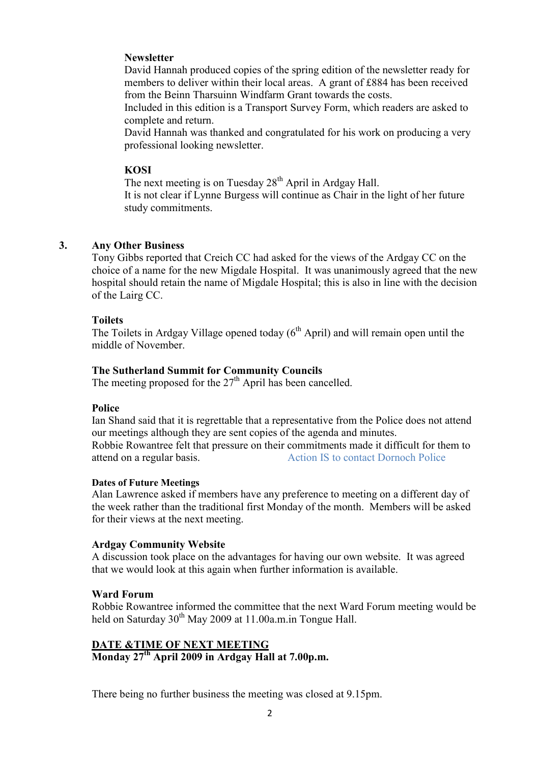**Newsletter**

David Hannah produced copies of the spring edition of the newsletter ready for members to deliver within their local areas. A grant of £884 has been received from the Beinn Tharsuinn Windfarm Grant towards the costs.

Included in this edition is a Transport Survey Form, which readers are asked to complete and return.

David Hannah was thanked and congratulated for his work on producing a very professional looking newsletter.

**KOSI**

The next meeting is on Tuesday 28th April in Ardgay Hall.

It is not clear if Lynne Burgess will continue as Chair in the light of her future study commitments.

**3. Any Other Business**

Tony Gibbs reported that Creich CC had asked for the views of the Ardgay CC on the choice of a name for the new Migdale Hospital. It was unanimously agreed that the new hospital should retain the name of Migdale Hospital; this is also in line with the decision of the Lairg CC.

**Toilets**

The Toilets in Ardgay Village opened today (6th April) and will remain open until the middle of November.

**The Sutherland Summit for Community Councils**

The meeting proposed for the 27th April has been cancelled.

**Police**

Ian Shand said that it is regrettable that a representative from the Police does not attend our meetings although they are sent copies of the agenda and minutes.

Robbie Rowantree felt that pressure on their commitments made it difficult for them to attend on a regular basis. Action IS to contact Dornoch Police

**Dates of Future Meetings**

Alan Lawrence asked if members have any preference to meeting on a different day of the week rather than the traditional first Monday of the month. Members will be asked for their views at the next meeting.

**Ardgay Community Website**

A discussion took place on the advantages for having our own website. It was agreed that we would look at this again when further information is available.

**Ward Forum**

Robbie Rowantree informed the committee that the next Ward Forum meeting would be held on Saturday 30th May 2009 at 11.00a.m.in Tongue Hall.

**DATE &TIME OF NEXT MEETING**

**Monday 27th April 2009 in Ardgay Hall at 7.00p.m.**

There being no further business the meeting was closed at 9.15pm.